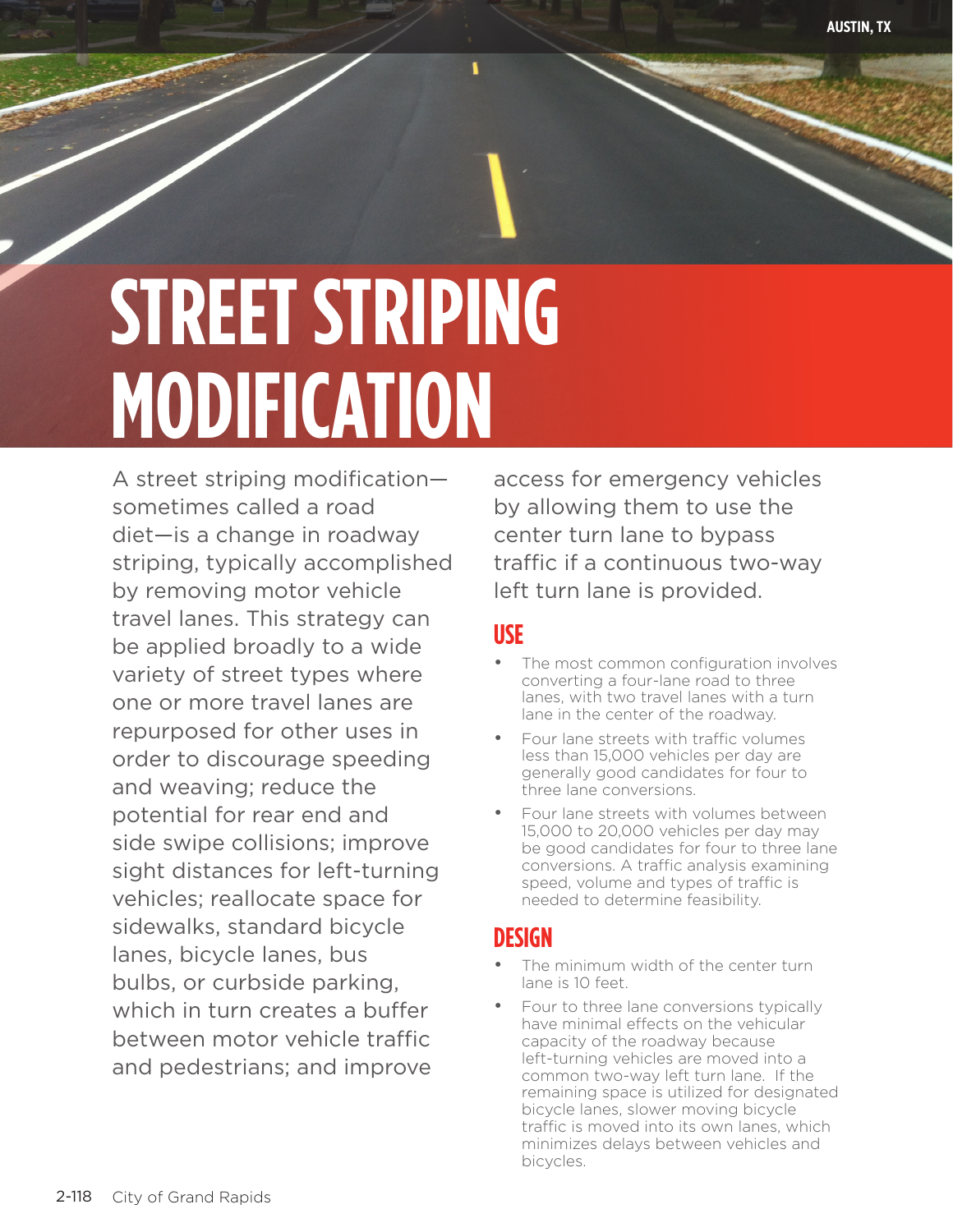# STREET STRIPING MODIFICATION

A street striping modification—sometimes called a road diet—is a change in roadway striping, typically accomplished by removing motor vehicle travel lanes. This strategy can be applied broadly to a wide variety of street types where one or more travel lanes are repurposed for other uses in order to discourage speeding and weaving; reduce the potential for rear end and side swipe collisions; improve sight distances for left-turning vehicles; reallocate space for sidewalks, standard bicycle lanes, bicycle lanes, bus bulbs, or curbside parking, which in turn creates a buffer between motor vehicle traffic and pedestrians; and improve access for emergency vehicles by allowing them to use the center turn lane to bypass traffic if a continuous two-way left turn lane is provided.

## USE

- The most common configuration involves converting a four-lane road to three lanes, with two travel lanes with a turn lane in the center of the roadway.
- Four lane streets with traffic volumes less than 15,000 vehicles per day are generally good candidates for four to three lane conversions.
- Four lane streets with volumes between 15,000 to 20,000 vehicles per day may be good candidates for four to three lane conversions. A traffic analysis examining speed, volume and types of traffic is needed to determine feasibility.

## DESIGN

- The minimum width of the center turn lane is 10 feet.
- Four to three lane conversions typically have minimal effects on the vehicular capacity of the roadway because left-turning vehicles are moved into a common two-way left turn lane. If the remaining space is utilized for designated bicycle lanes, slower moving bicycle traffic is moved into its own lanes, which minimizes delays between vehicles and bicycles.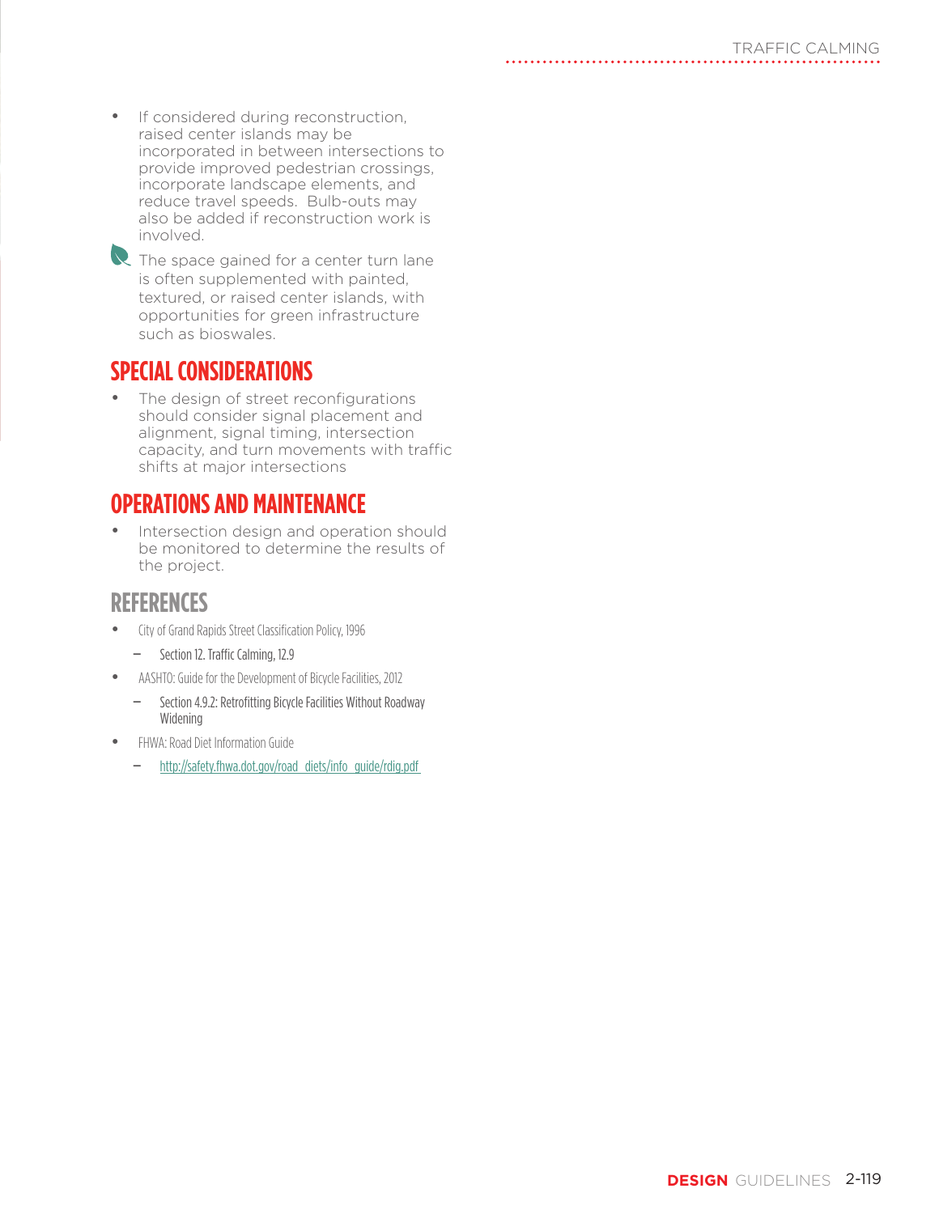- If considered during reconstruction, raised center islands may be incorporated in between intersections to provide improved pedestrian crossings, incorporate landscape elements, and reduce travel speeds. Bulb-outs may also be added if reconstruction work is involved.
- The space gained for a center turn lane is often supplemented with painted, textured, or raised center islands, with opportunities for green infrastructure such as bioswales.

## SPECIAL CONSIDERATIONS

- The design of street reconfigurations should consider signal placement and alignment, signal timing, intersection capacity, and turn movements with traffic shifts at major intersections

## OPERATIONS AND MAINTENANCE

- Intersection design and operation should be monitored to determine the results of the project.

## REFERENCES

- City of Grand Rapids Street Classification Policy, 1996
  - Section 12. Traffic Calming, 12.9
- AASHTO: Guide for the Development of Bicycle Facilities, 2012
  - Section 4.9.2: Retrofitting Bicycle Facilities Without Roadway Widening
- FHWA: Road Diet Information Guide
  - http://safety.fhwa.dot.gov/road_diets/info_guide/rdig.pdf